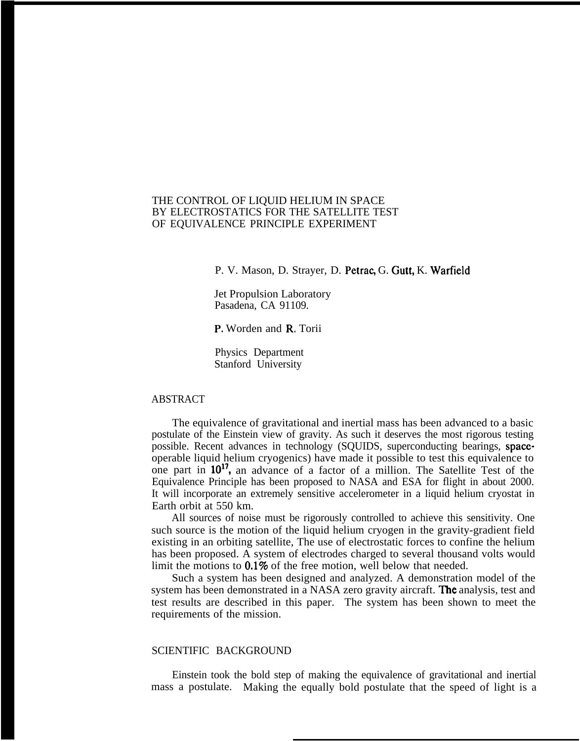# THE CONTROL OF LIQUID HELIUM IN SPACE BY ELECTROSTATICS FOR THE SATELLITE TEST OF EQUIVALENCE PRINCIPLE EXPERIMENT

P. V. Mason, D. Strayer, D. Petrac, G. Gutt, K. Warfield

Jet Propulsion Laboratory
Pasadena, CA 91109.

P. Worden and R. Torii

Physics Department
Stanford University

## ABSTRACT

The equivalence of gravitational and inertial mass has been advanced to a basic postulate of the Einstein view of gravity. As such it deserves the most rigorous testing possible. Recent advances in technology (SQUIDS, superconducting bearings, space-operable liquid helium cryogenics) have made it possible to test this equivalence to one part in $10^{17}$, an advance of a factor of a million. The Satellite Test of the Equivalence Principle has been proposed to NASA and ESA for flight in about 2000. It will incorporate an extremely sensitive accelerometer in a liquid helium cryostat in Earth orbit at 550 km.

All sources of noise must be rigorously controlled to achieve this sensitivity. One such source is the motion of the liquid helium cryogen in the gravity-gradient field existing in an orbiting satellite, The use of electrostatic forces to confine the helium has been proposed. A system of electrodes charged to several thousand volts would limit the motions to 0.1% of the free motion, well below that needed.

Such a system has been designed and analyzed. A demonstration model of the system has been demonstrated in a NASA zero gravity aircraft. The analysis, test and test results are described in this paper. The system has been shown to meet the requirements of the mission.

## SCIENTIFIC BACKGROUND

Einstein took the bold step of making the equivalence of gravitational and inertial mass a postulate. Making the equally bold postulate that the speed of light is a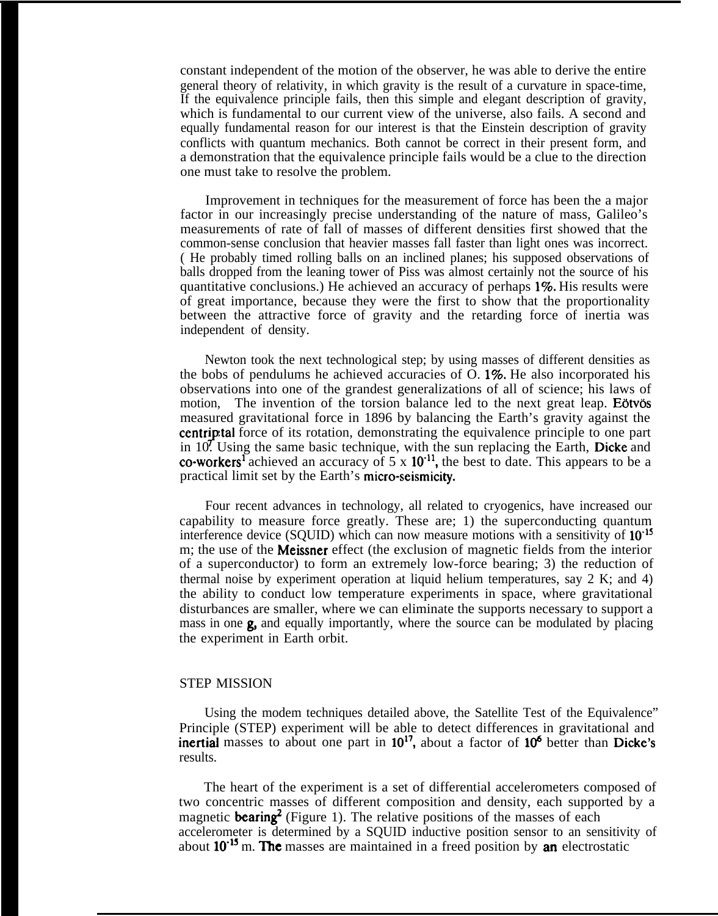constant independent of the motion of the observer, he was able to derive the entire general theory of relativity, in which gravity is the result of a curvature in space-time, If the equivalence principle fails, then this simple and elegant description of gravity, which is fundamental to our current view of the universe, also fails. A second and equally fundamental reason for our interest is that the Einstein description of gravity conflicts with quantum mechanics. Both cannot be correct in their present form, and a demonstration that the equivalence principle fails would be a clue to the direction one must take to resolve the problem.

Improvement in techniques for the measurement of force has been the a major factor in our increasingly precise understanding of the nature of mass, Galileo's measurements of rate of fall of masses of different densities first showed that the common-sense conclusion that heavier masses fall faster than light ones was incorrect. ( He probably timed rolling balls on an inclined planes; his supposed observations of balls dropped from the leaning tower of Piss was almost certainly not the source of his quantitative conclusions.) He achieved an accuracy of perhaps 1%. His results were of great importance, because they were the first to show that the proportionality between the attractive force of gravity and the retarding force of inertia was independent of density.

Newton took the next technological step; by using masses of different densities as the bobs of pendulums he achieved accuracies of O. 1%. He also incorporated his observations into one of the grandest generalizations of all of science; his laws of motion, The invention of the torsion balance led to the next great leap. Eötvös measured gravitational force in 1896 by balancing the Earth's gravity against the centripital force of its rotation, demonstrating the equivalence principle to one part in $10^7$. Using the same basic technique, with the sun replacing the Earth, Dicke and co-workers[1] achieved an accuracy of $5 \times 10^{-11}$, the best to date. This appears to be a practical limit set by the Earth's micro-seismicity.

Four recent advances in technology, all related to cryogenics, have increased our capability to measure force greatly. These are; 1) the superconducting quantum interference device (SQUID) which can now measure motions with a sensitivity of $10^{-15}$ m; the use of the Meissner effect (the exclusion of magnetic fields from the interior of a superconductor) to form an extremely low-force bearing; 3) the reduction of thermal noise by experiment operation at liquid helium temperatures, say 2 K; and 4) the ability to conduct low temperature experiments in space, where gravitational disturbances are smaller, where we can eliminate the supports necessary to support a mass in one g, and equally importantly, where the source can be modulated by placing the experiment in Earth orbit.

## STEP MISSION

Using the modem techniques detailed above, the Satellite Test of the Equivalence" Principle (STEP) experiment will be able to detect differences in gravitational and inertial masses to about one part in $10^{17}$, about a factor of $10^6$ better than Dicke's results.

The heart of the experiment is a set of differential accelerometers composed of two concentric masses of different composition and density, each supported by a magnetic bearing[2] (Figure 1). The relative positions of the masses of each accelerometer is determined by a SQUID inductive position sensor to an sensitivity of about $10^{-15}$ m. The masses are maintained in a freed position by an electrostatic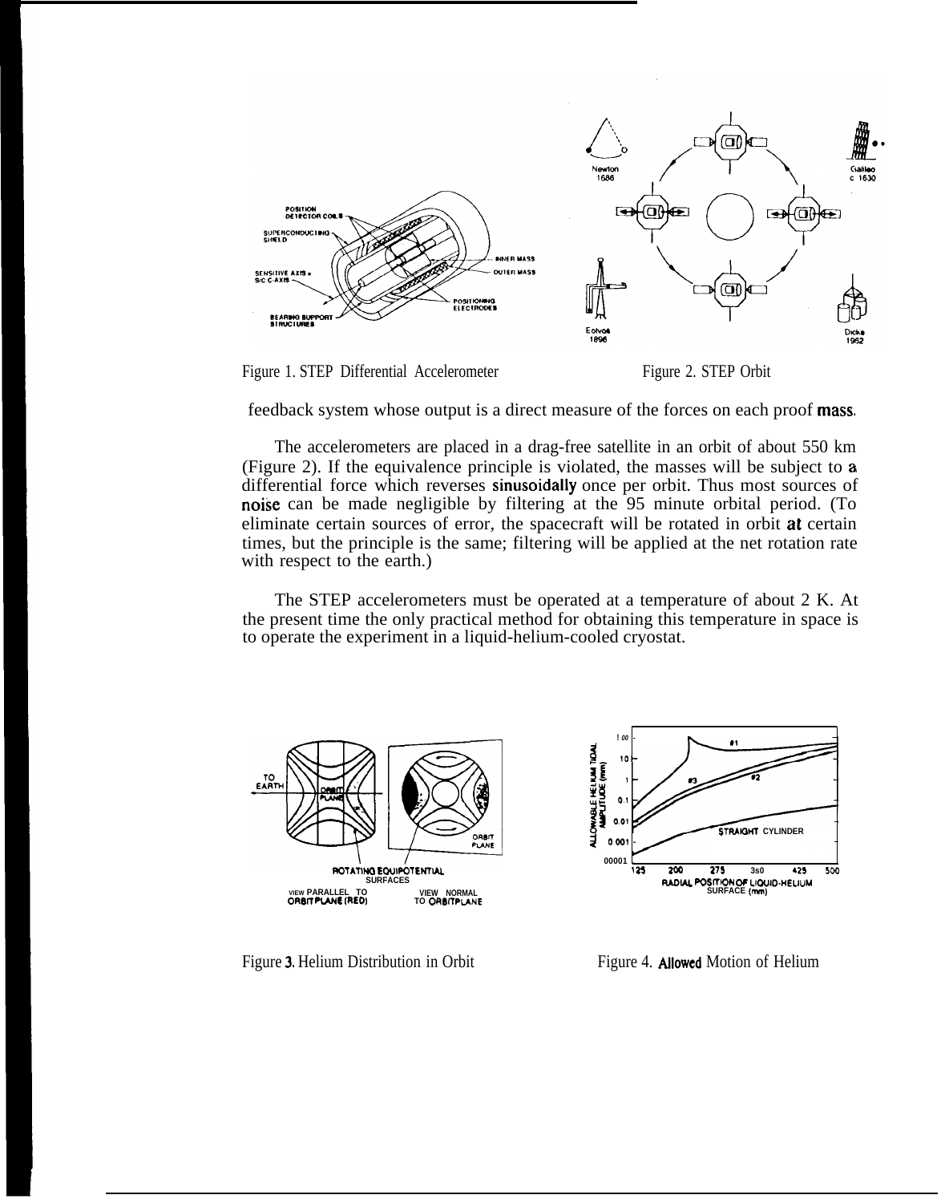Figure 1. STEP Differential Accelerometer

Figure 2. STEP Orbit

feedback system whose output is a direct measure of the forces on each proof mass.

The accelerometers are placed in a drag-free satellite in an orbit of about 550 km (Figure 2). If the equivalence principle is violated, the masses will be subject to a differential force which reverses sinusoidally once per orbit. Thus most sources of noise can be made negligible by filtering at the 95 minute orbital period. (To eliminate certain sources of error, the spacecraft will be rotated in orbit at certain times, but the principle is the same; filtering will be applied at the net rotation rate with respect to the earth.)

The STEP accelerometers must be operated at a temperature of about 2 K. At the present time the only practical method for obtaining this temperature in space is to operate the experiment in a liquid-helium-cooled cryostat.

Figure 3. Helium Distribution in Orbit

Figure 4. Allowed Motion of Helium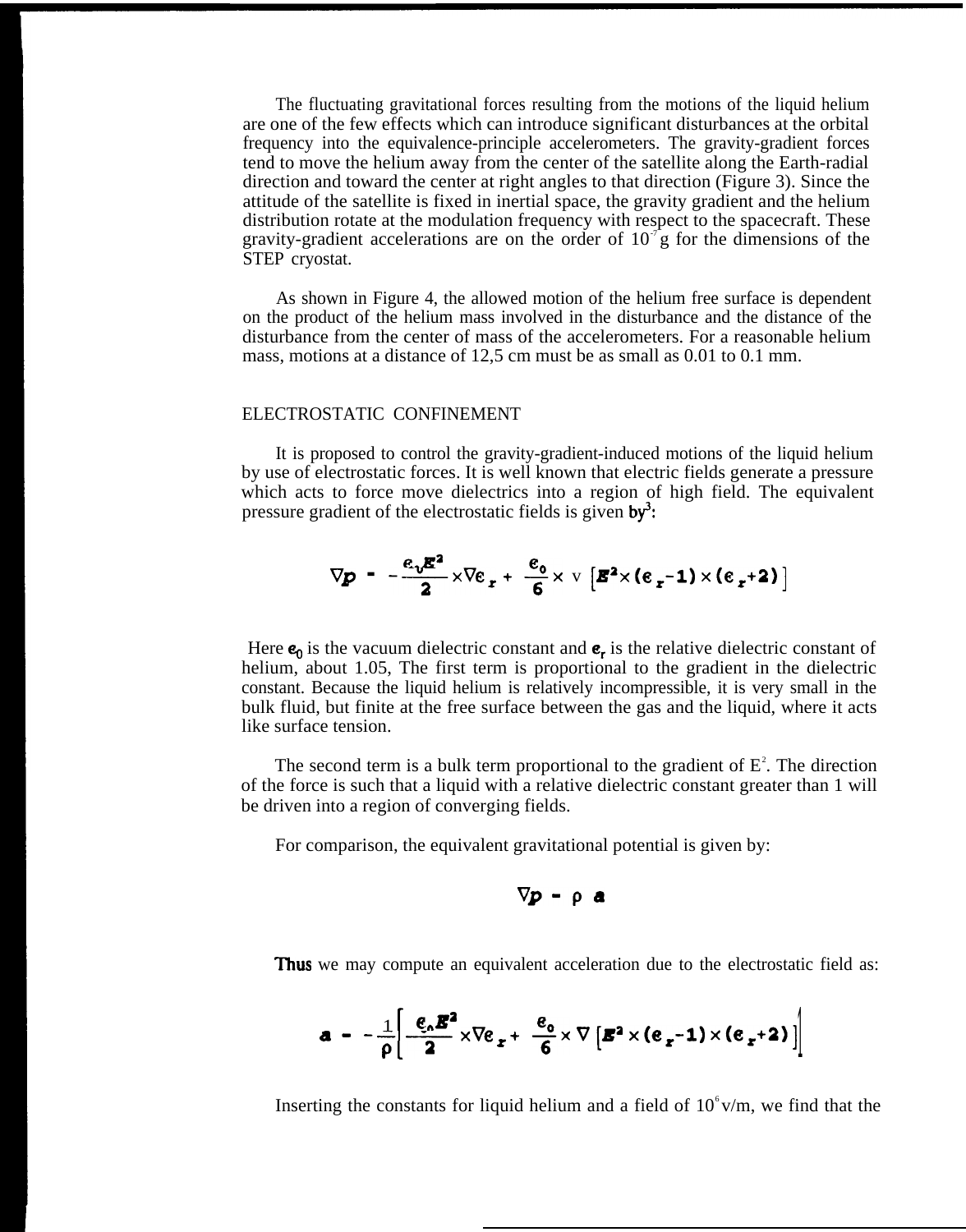The fluctuating gravitational forces resulting from the motions of the liquid helium are one of the few effects which can introduce significant disturbances at the orbital frequency into the equivalence-principle accelerometers. The gravity-gradient forces tend to move the helium away from the center of the satellite along the Earth-radial direction and toward the center at right angles to that direction (Figure 3). Since the attitude of the satellite is fixed in inertial space, the gravity gradient and the helium distribution rotate at the modulation frequency with respect to the spacecraft. These gravity-gradient accelerations are on the order of $10^{-7}$ g for the dimensions of the STEP cryostat.

As shown in Figure 4, the allowed motion of the helium free surface is dependent on the product of the helium mass involved in the disturbance and the distance of the disturbance from the center of mass of the accelerometers. For a reasonable helium mass, motions at a distance of 12,5 cm must be as small as 0.01 to 0.1 mm.

## ELECTROSTATIC CONFINEMENT

It is proposed to control the gravity-gradient-induced motions of the liquid helium by use of electrostatic forces. It is well known that electric fields generate a pressure which acts to force move dielectrics into a region of high field. The equivalent pressure gradient of the electrostatic fields is given by[3]:

$$\nabla p = -\frac{\epsilon_0 E^2}{2} \times \nabla \epsilon_r + \frac{\epsilon_0}{6} \times \nabla \left[ E^2 \times (\epsilon_r - 1) \times (\epsilon_r + 2) \right]$$

Here $\epsilon_0$ is the vacuum dielectric constant and $\epsilon_r$ is the relative dielectric constant of helium, about 1.05, The first term is proportional to the gradient in the dielectric constant. Because the liquid helium is relatively incompressible, it is very small in the bulk fluid, but finite at the free surface between the gas and the liquid, where it acts like surface tension.

The second term is a bulk term proportional to the gradient of $E^2$. The direction of the force is such that a liquid with a relative dielectric constant greater than 1 will be driven into a region of converging fields.

For comparison, the equivalent gravitational potential is given by:

$$\nabla p = \rho \, a$$

Thus we may compute an equivalent acceleration due to the electrostatic field as:

$$a = -\frac{1}{\rho} \left[ -\frac{\epsilon_0 E^2}{2} \times \nabla \epsilon_r + \frac{\epsilon_0}{6} \times \nabla \left[ E^2 \times (\epsilon_r - 1) \times (\epsilon_r + 2) \right] \right]$$

Inserting the constants for liquid helium and a field of $10^6$ v/m, we find that the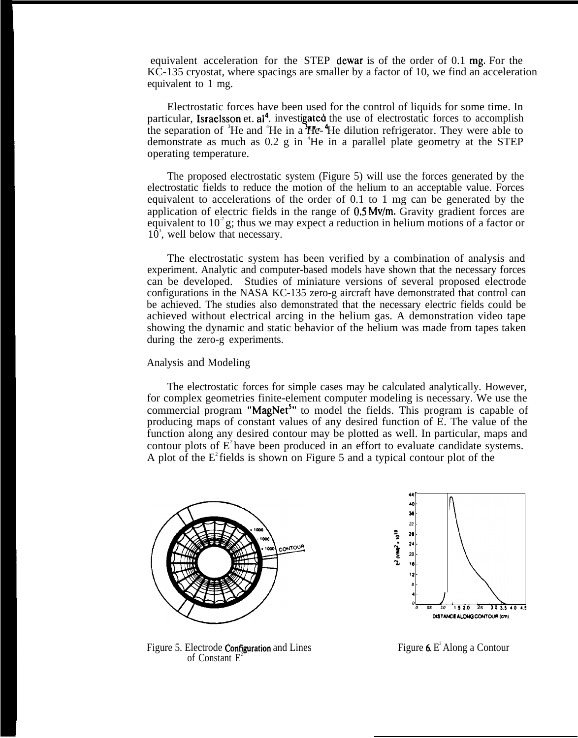equivalent acceleration for the STEP dewar is of the order of 0.1 mg. For the KC-135 cryostat, where spacings are smaller by a factor of 10, we find an acceleration equivalent to 1 mg.

Electrostatic forces have been used for the control of liquids for some time. In particular, Israelsson et. al[4], investigated the use of electrostatic forces to accomplish the separation of $^3$He and $^4$He in a $^3$He- $^4$He dilution refrigerator. They were able to demonstrate as much as 0.2 g in $^4$He in a parallel plate geometry at the STEP operating temperature.

The proposed electrostatic system (Figure 5) will use the forces generated by the electrostatic fields to reduce the motion of the helium to an acceptable value. Forces equivalent to accelerations of the order of 0.1 to 1 mg can be generated by the application of electric fields in the range of 0.5 Mv/m. Gravity gradient forces are equivalent to $10^{-7}$ g; thus we may expect a reduction in helium motions of a factor or $10^3$, well below that necessary.

The electrostatic system has been verified by a combination of analysis and experiment. Analytic and computer-based models have shown that the necessary forces can be developed. Studies of miniature versions of several proposed electrode configurations in the NASA KC-135 zero-g aircraft have demonstrated that control can be achieved. The studies also demonstrated that the necessary electric fields could be achieved without electrical arcing in the helium gas. A demonstration video tape showing the dynamic and static behavior of the helium was made from tapes taken during the zero-g experiments.

## Analysis and Modeling

The electrostatic forces for simple cases may be calculated analytically. However, for complex geometries finite-element computer modeling is necessary. We use the commercial program "MagNet[5]" to model the fields. This program is capable of producing maps of constant values of any desired function of E. The value of the function along any desired contour may be plotted as well. In particular, maps and contour plots of $E^2$ have been produced in an effort to evaluate candidate systems. A plot of the $E^2$ fields is shown on Figure 5 and a typical contour plot of the

Figure 5. Electrode Configuration and Lines of Constant $E^2$

Figure 6. $E^2$ Along a Contour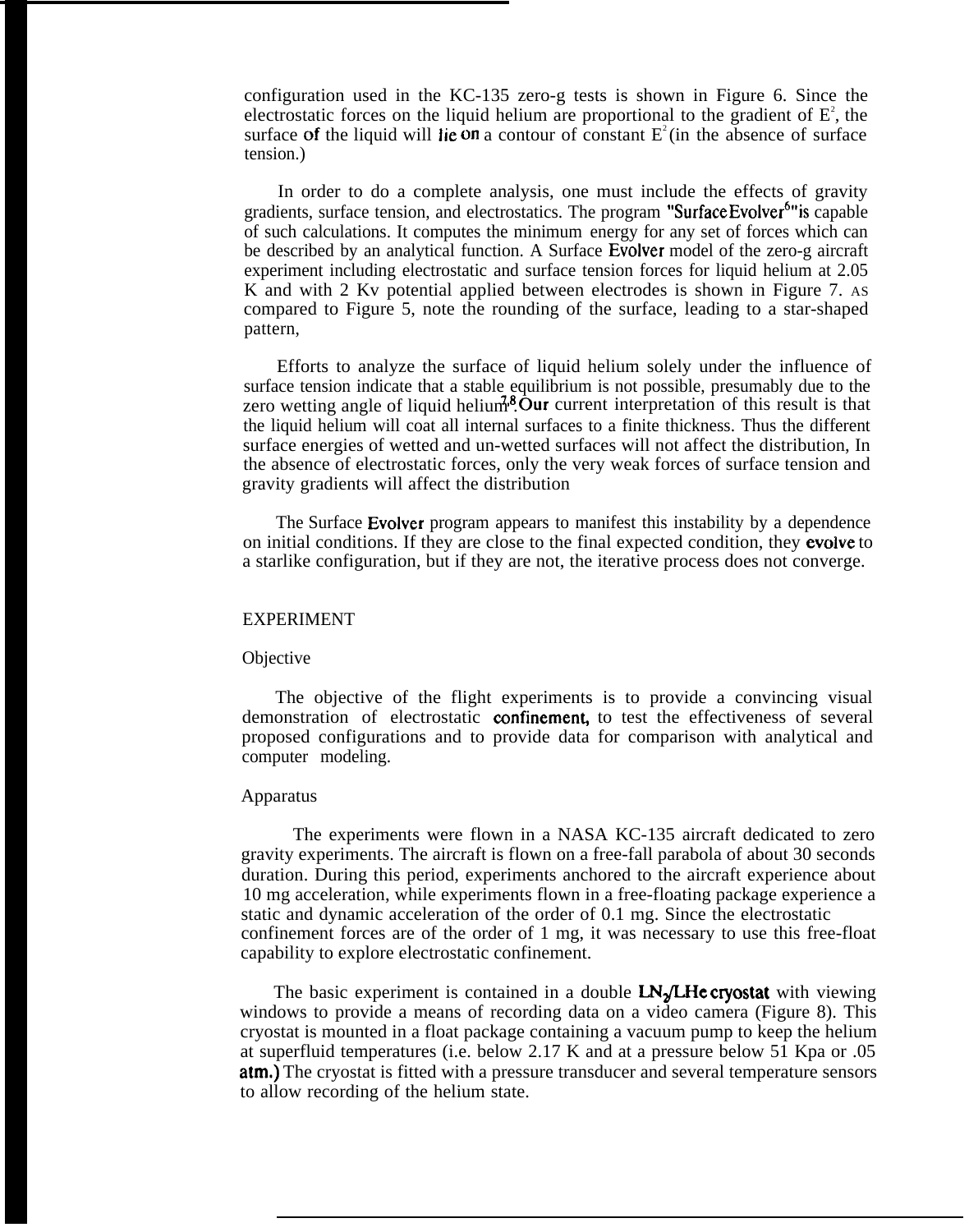configuration used in the KC-135 zero-g tests is shown in Figure 6. Since the electrostatic forces on the liquid helium are proportional to the gradient of $E^2$, the surface of the liquid will lie on a contour of constant $E^2$ (in the absence of surface tension.)

In order to do a complete analysis, one must include the effects of gravity gradients, surface tension, and electrostatics. The program "Surface Evolver[6]" is capable of such calculations. It computes the minimum energy for any set of forces which can be described by an analytical function. A Surface Evolver model of the zero-g aircraft experiment including electrostatic and surface tension forces for liquid helium at 2.05 K and with 2 Kv potential applied between electrodes is shown in Figure 7. AS compared to Figure 5, note the rounding of the surface, leading to a star-shaped pattern,

Efforts to analyze the surface of liquid helium solely under the influence of surface tension indicate that a stable equilibrium is not possible, presumably due to the zero wetting angle of liquid helium[7,8]. Our current interpretation of this result is that the liquid helium will coat all internal surfaces to a finite thickness. Thus the different surface energies of wetted and un-wetted surfaces will not affect the distribution, In the absence of electrostatic forces, only the very weak forces of surface tension and gravity gradients will affect the distribution

The Surface Evolver program appears to manifest this instability by a dependence on initial conditions. If they are close to the final expected condition, they evolve to a starlike configuration, but if they are not, the iterative process does not converge.

## EXPERIMENT

### Objective

The objective of the flight experiments is to provide a convincing visual demonstration of electrostatic confinement, to test the effectiveness of several proposed configurations and to provide data for comparison with analytical and computer modeling.

### Apparatus

The experiments were flown in a NASA KC-135 aircraft dedicated to zero gravity experiments. The aircraft is flown on a free-fall parabola of about 30 seconds duration. During this period, experiments anchored to the aircraft experience about 10 mg acceleration, while experiments flown in a free-floating package experience a static and dynamic acceleration of the order of 0.1 mg. Since the electrostatic confinement forces are of the order of 1 mg, it was necessary to use this free-float capability to explore electrostatic confinement.

The basic experiment is contained in a double $LN_2$/LHe cryostat with viewing windows to provide a means of recording data on a video camera (Figure 8). This cryostat is mounted in a float package containing a vacuum pump to keep the helium at superfluid temperatures (i.e. below 2.17 K and at a pressure below 51 Kpa or .05 atm.) The cryostat is fitted with a pressure transducer and several temperature sensors to allow recording of the helium state.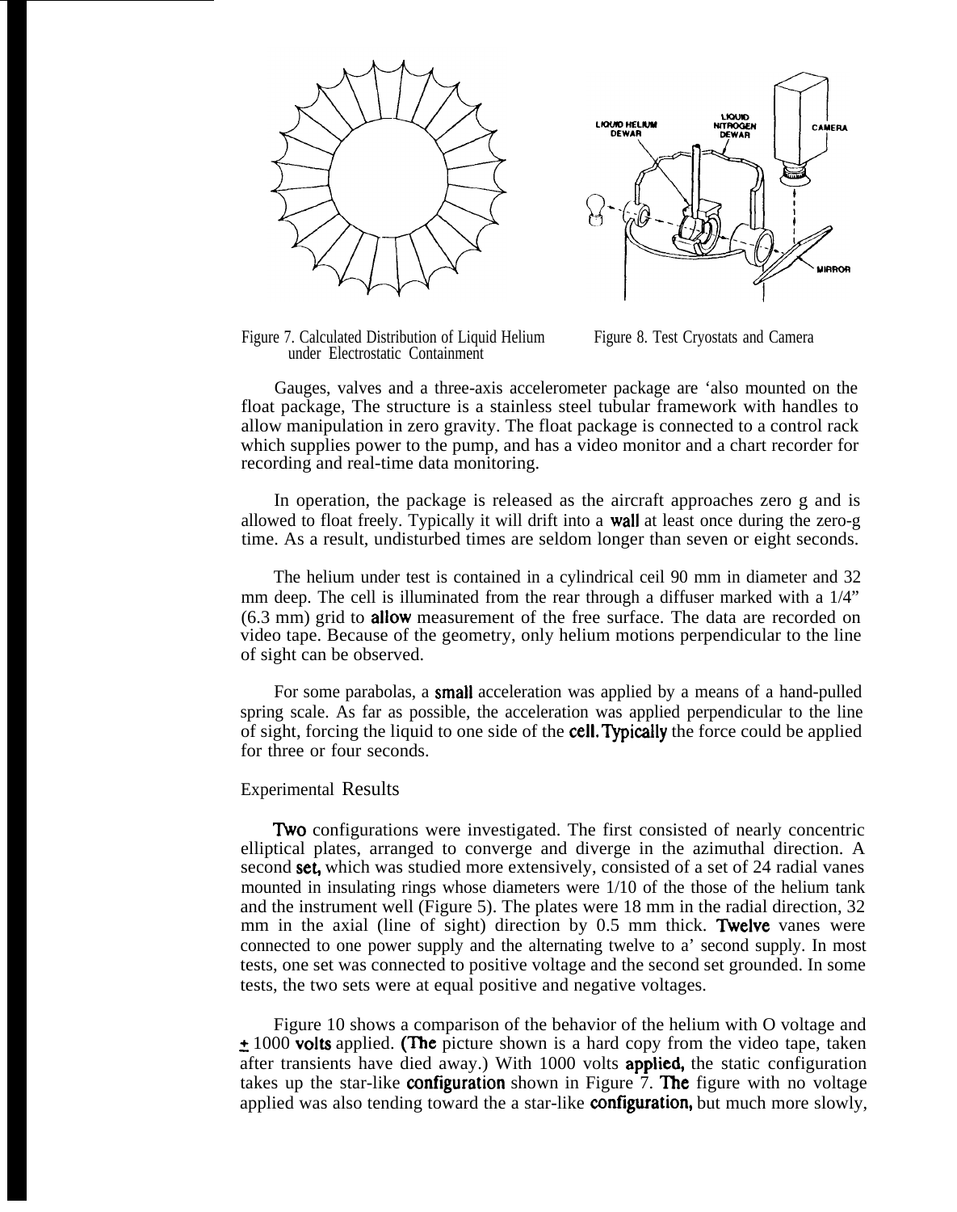Figure 7. Calculated Distribution of Liquid Helium under Electrostatic Containment

Figure 8. Test Cryostats and Camera

Gauges, valves and a three-axis accelerometer package are 'also mounted on the float package, The structure is a stainless steel tubular framework with handles to allow manipulation in zero gravity. The float package is connected to a control rack which supplies power to the pump, and has a video monitor and a chart recorder for recording and real-time data monitoring.

In operation, the package is released as the aircraft approaches zero g and is allowed to float freely. Typically it will drift into a wall at least once during the zero-g time. As a result, undisturbed times are seldom longer than seven or eight seconds.

The helium under test is contained in a cylindrical ceil 90 mm in diameter and 32 mm deep. The cell is illuminated from the rear through a diffuser marked with a 1/4" (6.3 mm) grid to allow measurement of the free surface. The data are recorded on video tape. Because of the geometry, only helium motions perpendicular to the line of sight can be observed.

For some parabolas, a small acceleration was applied by a means of a hand-pulled spring scale. As far as possible, the acceleration was applied perpendicular to the line of sight, forcing the liquid to one side of the cell. Typically the force could be applied for three or four seconds.

## Experimental Results

Two configurations were investigated. The first consisted of nearly concentric elliptical plates, arranged to converge and diverge in the azimuthal direction. A second set, which was studied more extensively, consisted of a set of 24 radial vanes mounted in insulating rings whose diameters were 1/10 of the those of the helium tank and the instrument well (Figure 5). The plates were 18 mm in the radial direction, 32 mm in the axial (line of sight) direction by 0.5 mm thick. Twelve vanes were connected to one power supply and the alternating twelve to a' second supply. In most tests, one set was connected to positive voltage and the second set grounded. In some tests, the two sets were at equal positive and negative voltages.

Figure 10 shows a comparison of the behavior of the helium with O voltage and ± 1000 volts applied. (The picture shown is a hard copy from the video tape, taken after transients have died away.) With 1000 volts applied, the static configuration takes up the star-like configuration shown in Figure 7. The figure with no voltage applied was also tending toward the a star-like configuration, but much more slowly,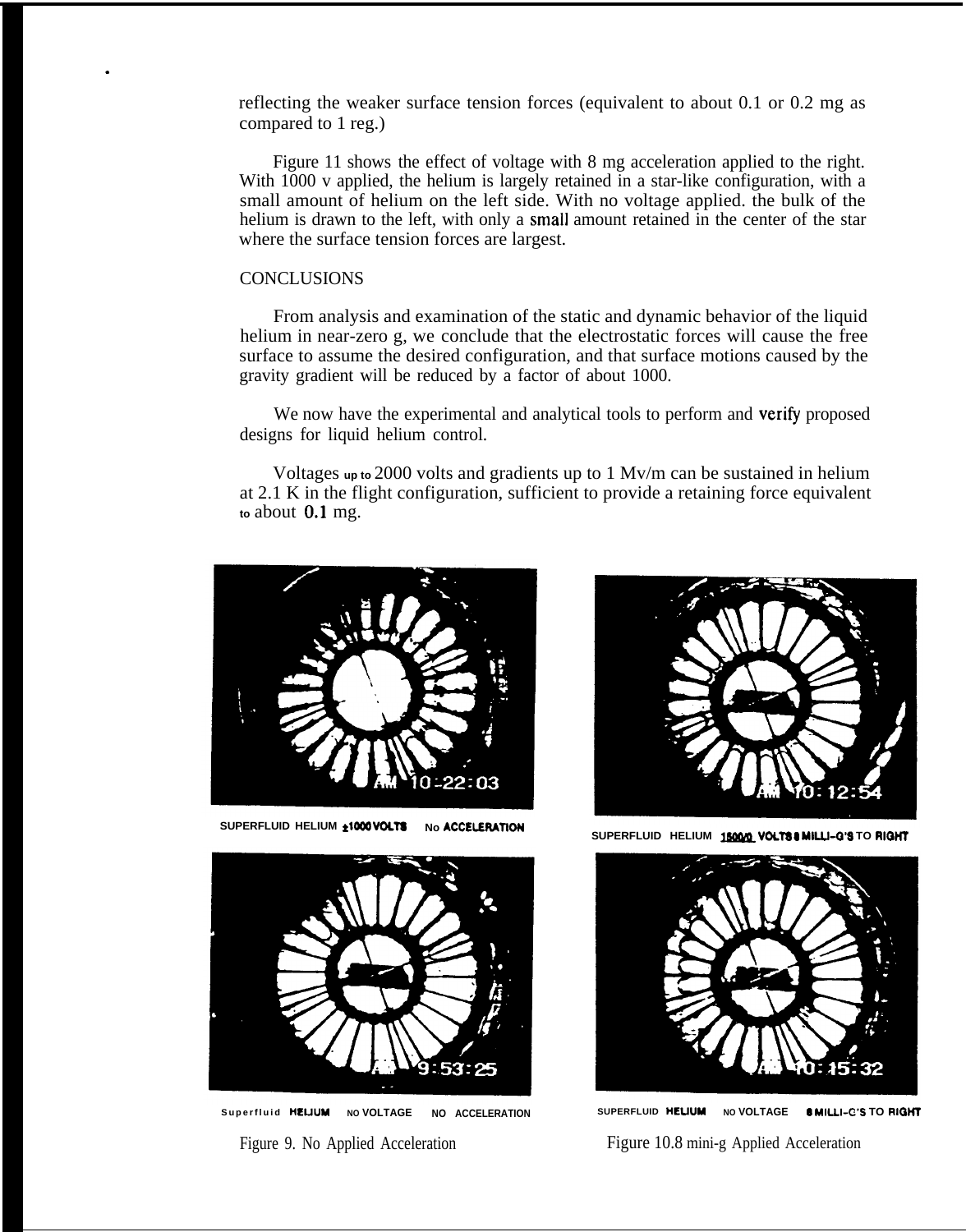reflecting the weaker surface tension forces (equivalent to about 0.1 or 0.2 mg as compared to 1 reg.)

Figure 11 shows the effect of voltage with 8 mg acceleration applied to the right. With 1000 v applied, the helium is largely retained in a star-like configuration, with a small amount of helium on the left side. With no voltage applied. the bulk of the helium is drawn to the left, with only a small amount retained in the center of the star where the surface tension forces are largest.

## CONCLUSIONS

From analysis and examination of the static and dynamic behavior of the liquid helium in near-zero g, we conclude that the electrostatic forces will cause the free surface to assume the desired configuration, and that surface motions caused by the gravity gradient will be reduced by a factor of about 1000.

We now have the experimental and analytical tools to perform and verify proposed designs for liquid helium control.

Voltages up to 2000 volts and gradients up to 1 Mv/m can be sustained in helium at 2.1 K in the flight configuration, sufficient to provide a retaining force equivalent to about 0.1 mg.

SUPERFLUID HELIUM ±1000 VOLTS No ACCELERATION

SUPERFLUID HELIUM 1500/0 VOLTS 8 MILLI-G'S TO RIGHT

Superfluid HELIUM NO VOLTAGE NO ACCELERATION

SUPERFLUID HELIUM NO VOLTAGE 8 MILLI-G'S TO RIGHT

Figure 9. No Applied Acceleration

Figure 10.8 mini-g Applied Acceleration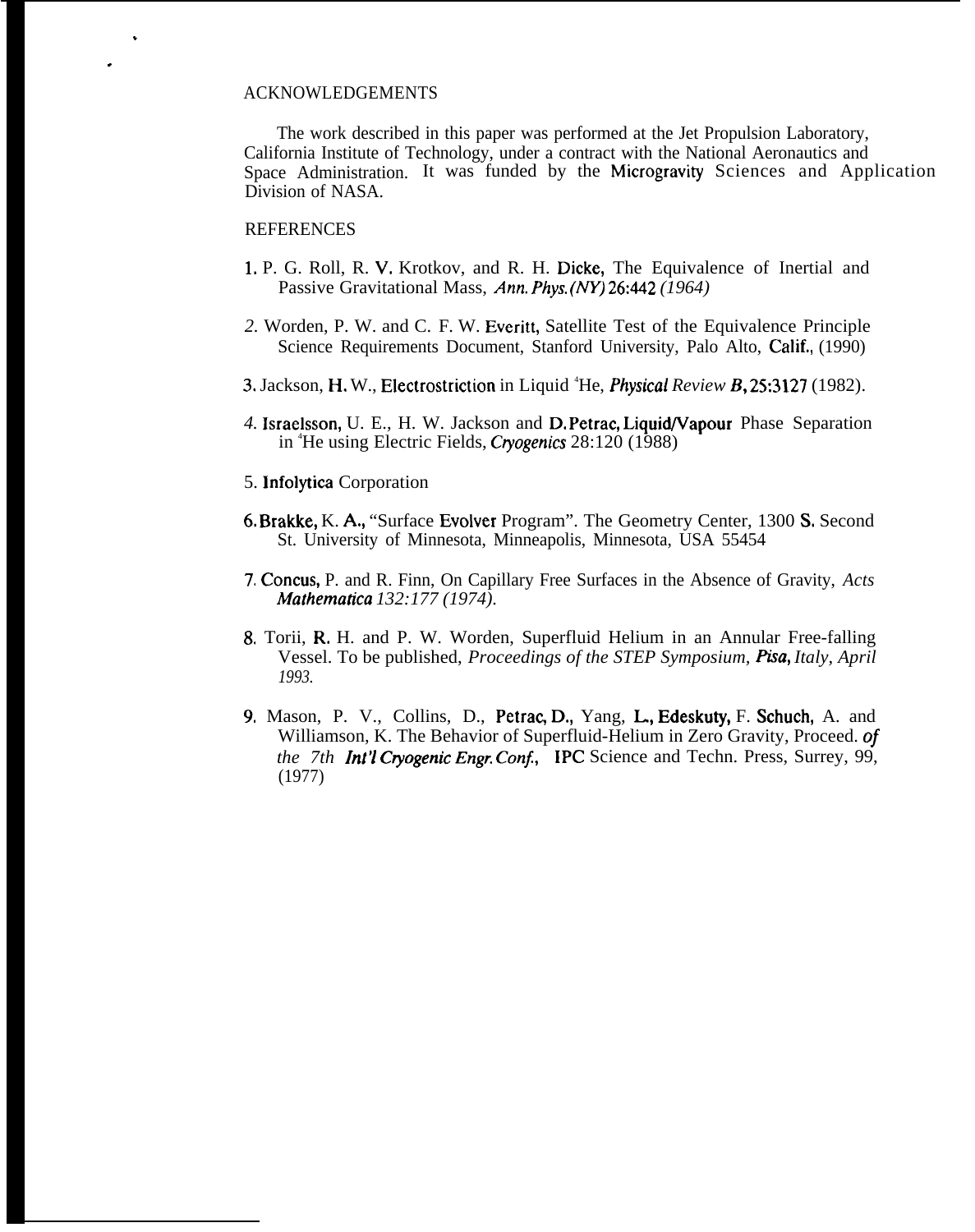## ACKNOWLEDGEMENTS

The work described in this paper was performed at the Jet Propulsion Laboratory, California Institute of Technology, under a contract with the National Aeronautics and Space Administration. It was funded by the Microgravity Sciences and Application Division of NASA.

## REFERENCES

1. P. G. Roll, R. V. Krotkov, and R. H. Dicke, The Equivalence of Inertial and Passive Gravitational Mass, *Ann. Phys. (NY) 26:442 (1964)*

2. Worden, P. W. and C. F. W. Everitt, Satellite Test of the Equivalence Principle Science Requirements Document, Stanford University, Palo Alto, Calif., (1990)

3. Jackson, H. W., Electrostriction in Liquid $^4$He, *Physical Review B*, 25:3127 (1982).

4. Israelsson, U. E., H. W. Jackson and D. Petrac, Liquid/Vapour Phase Separation in $^4$He using Electric Fields, *Cryogenics* 28:120 (1988)

5. Infolytica Corporation

6. Brakke, K. A., "Surface Evolver Program". The Geometry Center, 1300 S. Second St. University of Minnesota, Minneapolis, Minnesota, USA 55454

7. Concus, P. and R. Finn, On Capillary Free Surfaces in the Absence of Gravity, *Acts Mathematica 132:177 (1974).*

8. Torii, R. H. and P. W. Worden, Superfluid Helium in an Annular Free-falling Vessel. To be published, *Proceedings of the STEP Symposium, Pisa, Italy, April 1993.*

9. Mason, P. V., Collins, D., Petrac, D., Yang, L., Edeskuty, F. Schuch, A. and Williamson, K. The Behavior of Superfluid-Helium in Zero Gravity, Proceed. *of the 7th Int'l Cryogenic Engr. Conf.*, IPC Science and Techn. Press, Surrey, 99, (1977)